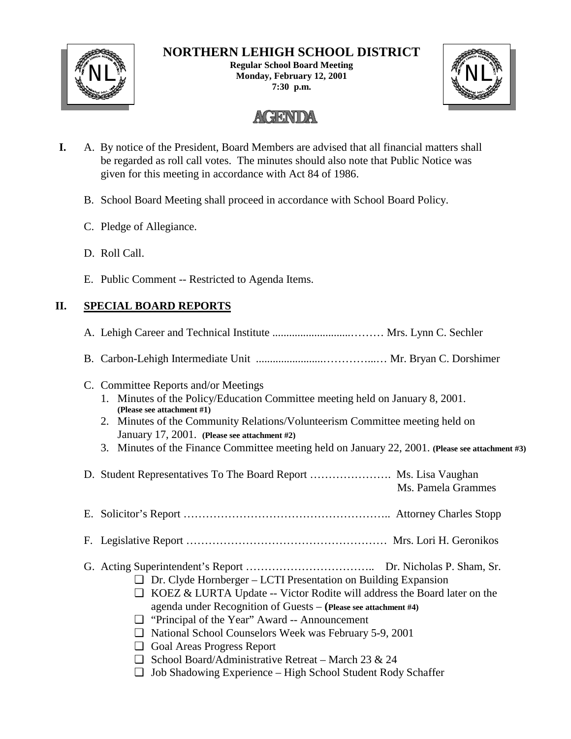# NORTHERN LEHIGH SCHOOL DISTRICT

**Regular School Board Meeting**
**Monday, February 12, 2001**
**7:30 p.m.**

## AGENDA

**I.** A. By notice of the President, Board Members are advised that all financial matters shall be regarded as roll call votes. The minutes should also note that Public Notice was given for this meeting in accordance with Act 84 of 1986.

B. School Board Meeting shall proceed in accordance with School Board Policy.

C. Pledge of Allegiance.

D. Roll Call.

E. Public Comment -- Restricted to Agenda Items.

## II. SPECIAL BOARD REPORTS

A. Lehigh Career and Technical Institute ............................……… Mrs. Lynn C. Sechler

B. Carbon-Lehigh Intermediate Unit ........................………...… Mr. Bryan C. Dorshimer

C. Committee Reports and/or Meetings

1. Minutes of the Policy/Education Committee meeting held on January 8, 2001. **(Please see attachment #1)**
2. Minutes of the Community Relations/Volunteerism Committee meeting held on January 17, 2001. **(Please see attachment #2)**
3. Minutes of the Finance Committee meeting held on January 22, 2001. **(Please see attachment #3)**

D. Student Representatives To The Board Report …………………. Ms. Lisa Vaughan
Ms. Pamela Grammes

E. Solicitor's Report ……………………………………………….. Attorney Charles Stopp

F. Legislative Report ……………………………………………… Mrs. Lori H. Geronikos

G. Acting Superintendent's Report …………………………….. Dr. Nicholas P. Sham, Sr.

- ❑ Dr. Clyde Hornberger – LCTI Presentation on Building Expansion
- ❑ KOEZ & LURTA Update -- Victor Rodite will address the Board later on the agenda under Recognition of Guests – **(Please see attachment #4)**
- ❑ "Principal of the Year" Award -- Announcement
- ❑ National School Counselors Week was February 5-9, 2001
- ❑ Goal Areas Progress Report
- ❑ School Board/Administrative Retreat – March 23 & 24
- ❑ Job Shadowing Experience – High School Student Rody Schaffer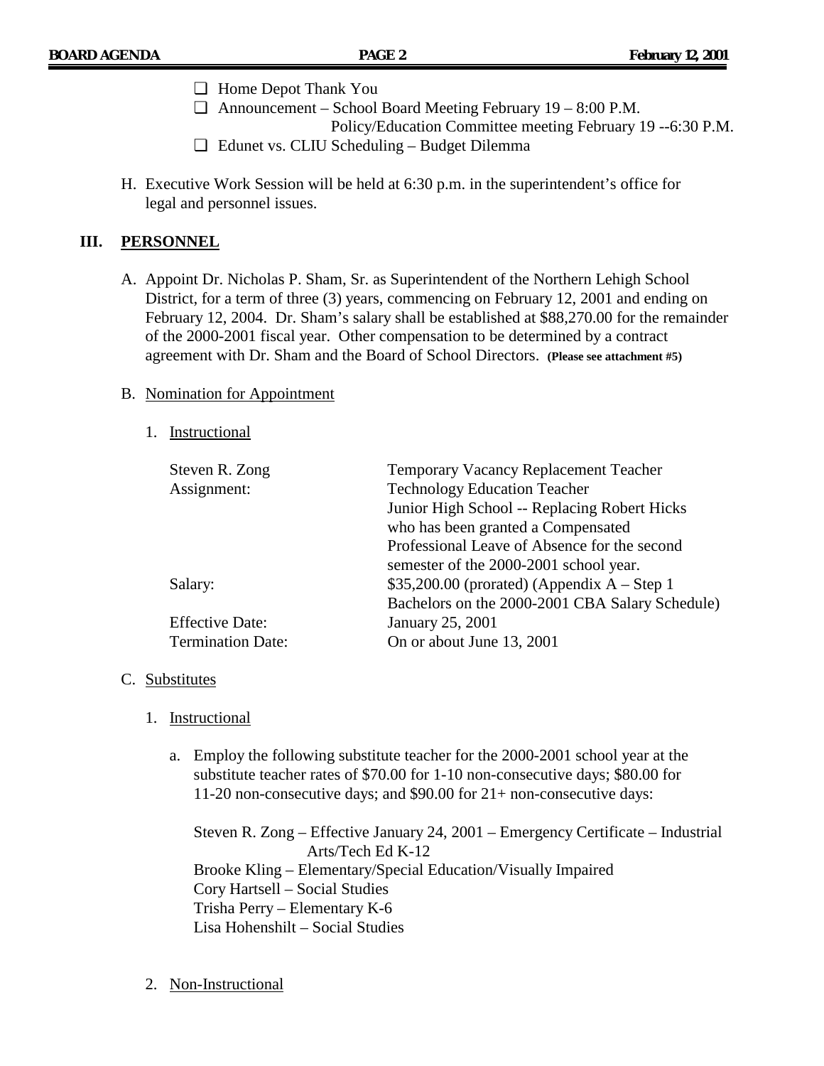- ❑ Home Depot Thank You
- ❑ Announcement – School Board Meeting February 19 – 8:00 P.M.
  Policy/Education Committee meeting February 19 --6:30 P.M.
- ❑ Edunet vs. CLIU Scheduling – Budget Dilemma

H. Executive Work Session will be held at 6:30 p.m. in the superintendent's office for legal and personnel issues.

## III. PERSONNEL

A. Appoint Dr. Nicholas P. Sham, Sr. as Superintendent of the Northern Lehigh School District, for a term of three (3) years, commencing on February 12, 2001 and ending on February 12, 2004. Dr. Sham's salary shall be established at $88,270.00 for the remainder of the 2000-2001 fiscal year. Other compensation to be determined by a contract agreement with Dr. Sham and the Board of School Directors. **(Please see attachment #5)**

B. Nomination for Appointment

1. Instructional

| | |
|---|---|
| Steven R. Zong | Temporary Vacancy Replacement Teacher |
| Assignment: | Technology Education Teacher Junior High School -- Replacing Robert Hicks who has been granted a Compensated Professional Leave of Absence for the second semester of the 2000-2001 school year. |
| Salary: | $35,200.00 (prorated) (Appendix A – Step 1 Bachelors on the 2000-2001 CBA Salary Schedule) |
| Effective Date: | January 25, 2001 |
| Termination Date: | On or about June 13, 2001 |

C. Substitutes

1. Instructional

a. Employ the following substitute teacher for the 2000-2001 school year at the substitute teacher rates of $70.00 for 1-10 non-consecutive days; $80.00 for 11-20 non-consecutive days; and $90.00 for 21+ non-consecutive days:

Steven R. Zong – Effective January 24, 2001 – Emergency Certificate – Industrial Arts/Tech Ed K-12
Brooke Kling – Elementary/Special Education/Visually Impaired
Cory Hartsell – Social Studies
Trisha Perry – Elementary K-6
Lisa Hohenshilt – Social Studies

2. Non-Instructional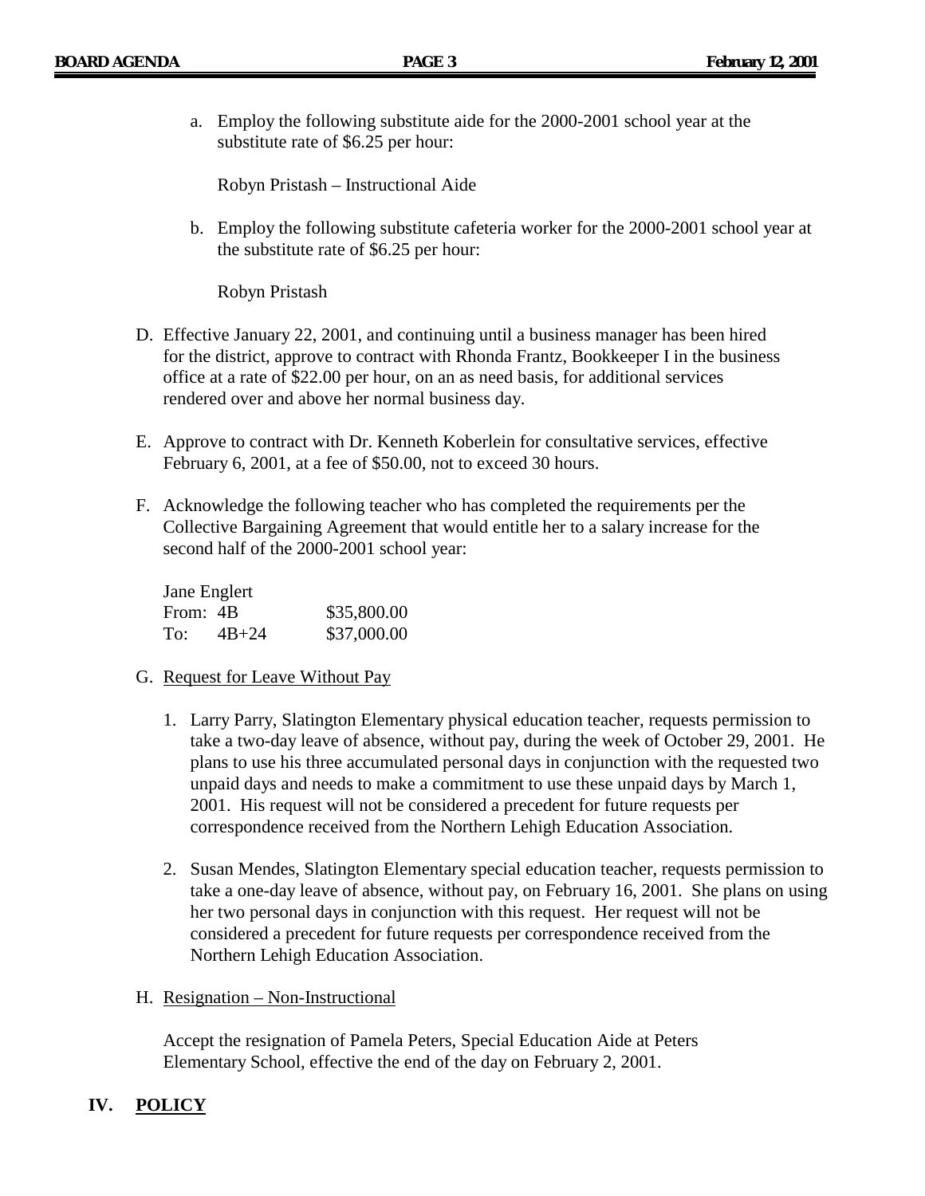a. Employ the following substitute aide for the 2000-2001 school year at the substitute rate of $6.25 per hour:

   Robyn Pristash – Instructional Aide

b. Employ the following substitute cafeteria worker for the 2000-2001 school year at the substitute rate of $6.25 per hour:

   Robyn Pristash

D. Effective January 22, 2001, and continuing until a business manager has been hired for the district, approve to contract with Rhonda Frantz, Bookkeeper I in the business office at a rate of $22.00 per hour, on an as need basis, for additional services rendered over and above her normal business day.

E. Approve to contract with Dr. Kenneth Koberlein for consultative services, effective February 6, 2001, at a fee of $50.00, not to exceed 30 hours.

F. Acknowledge the following teacher who has completed the requirements per the Collective Bargaining Agreement that would entitle her to a salary increase for the second half of the 2000-2001 school year:

   Jane Englert
   From: 4B $35,800.00
   To: 4B+24 $37,000.00

G. <u>Request for Leave Without Pay</u>

   1. Larry Parry, Slatington Elementary physical education teacher, requests permission to take a two-day leave of absence, without pay, during the week of October 29, 2001. He plans to use his three accumulated personal days in conjunction with the requested two unpaid days and needs to make a commitment to use these unpaid days by March 1, 2001. His request will not be considered a precedent for future requests per correspondence received from the Northern Lehigh Education Association.

   2. Susan Mendes, Slatington Elementary special education teacher, requests permission to take a one-day leave of absence, without pay, on February 16, 2001. She plans on using her two personal days in conjunction with this request. Her request will not be considered a precedent for future requests per correspondence received from the Northern Lehigh Education Association.

H. <u>Resignation – Non-Instructional</u>

   Accept the resignation of Pamela Peters, Special Education Aide at Peters Elementary School, effective the end of the day on February 2, 2001.

## IV. <u>POLICY</u>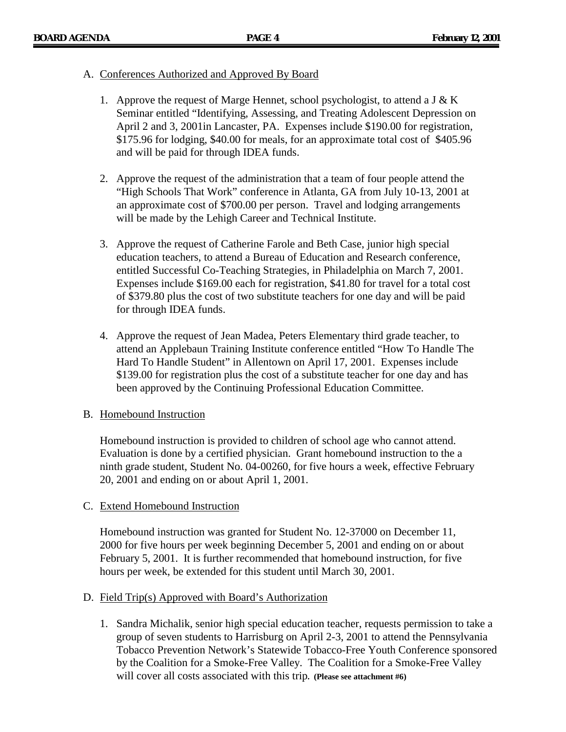A. Conferences Authorized and Approved By Board

1. Approve the request of Marge Hennet, school psychologist, to attend a J & K Seminar entitled "Identifying, Assessing, and Treating Adolescent Depression on April 2 and 3, 2001in Lancaster, PA. Expenses include $190.00 for registration, $175.96 for lodging, $40.00 for meals, for an approximate total cost of $405.96 and will be paid for through IDEA funds.

2. Approve the request of the administration that a team of four people attend the "High Schools That Work" conference in Atlanta, GA from July 10-13, 2001 at an approximate cost of $700.00 per person. Travel and lodging arrangements will be made by the Lehigh Career and Technical Institute.

3. Approve the request of Catherine Farole and Beth Case, junior high special education teachers, to attend a Bureau of Education and Research conference, entitled Successful Co-Teaching Strategies, in Philadelphia on March 7, 2001. Expenses include $169.00 each for registration, $41.80 for travel for a total cost of $379.80 plus the cost of two substitute teachers for one day and will be paid for through IDEA funds.

4. Approve the request of Jean Madea, Peters Elementary third grade teacher, to attend an Applebaun Training Institute conference entitled "How To Handle The Hard To Handle Student" in Allentown on April 17, 2001. Expenses include $139.00 for registration plus the cost of a substitute teacher for one day and has been approved by the Continuing Professional Education Committee.

B. Homebound Instruction

Homebound instruction is provided to children of school age who cannot attend. Evaluation is done by a certified physician. Grant homebound instruction to the a ninth grade student, Student No. 04-00260, for five hours a week, effective February 20, 2001 and ending on or about April 1, 2001.

C. Extend Homebound Instruction

Homebound instruction was granted for Student No. 12-37000 on December 11, 2000 for five hours per week beginning December 5, 2001 and ending on or about February 5, 2001. It is further recommended that homebound instruction, for five hours per week, be extended for this student until March 30, 2001.

D. Field Trip(s) Approved with Board's Authorization

1. Sandra Michalik, senior high special education teacher, requests permission to take a group of seven students to Harrisburg on April 2-3, 2001 to attend the Pennsylvania Tobacco Prevention Network's Statewide Tobacco-Free Youth Conference sponsored by the Coalition for a Smoke-Free Valley. The Coalition for a Smoke-Free Valley will cover all costs associated with this trip. **(Please see attachment #6)**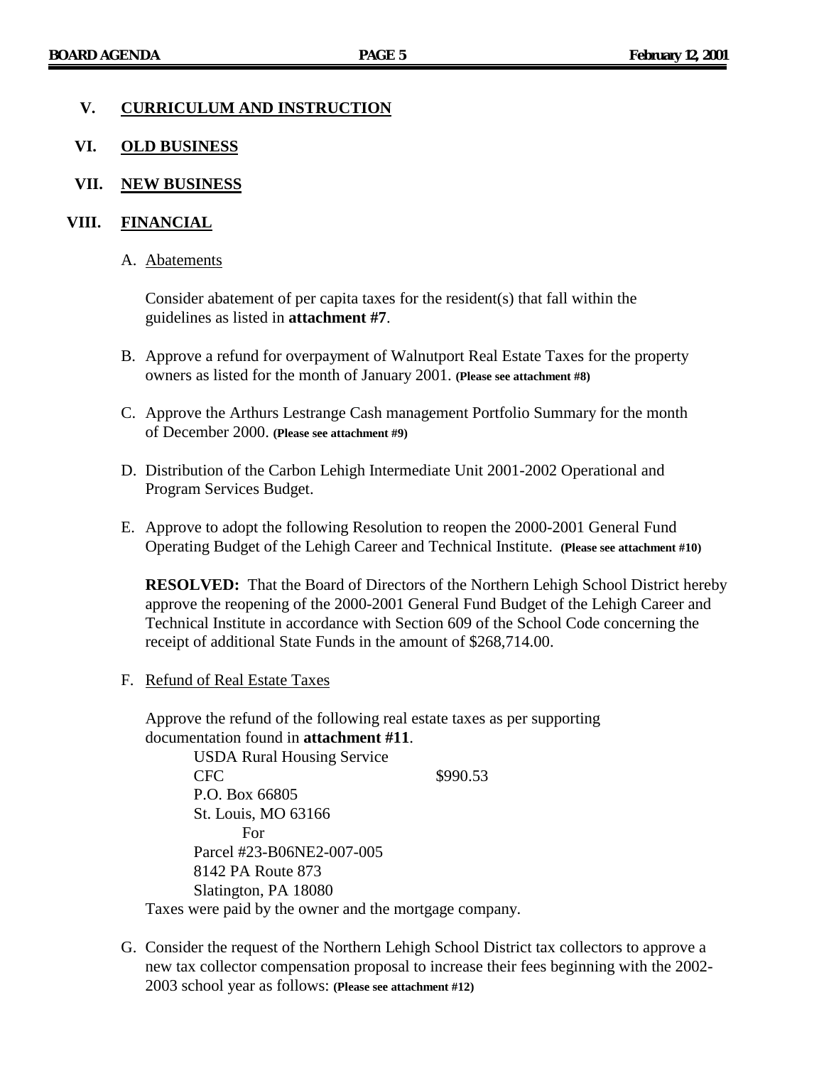## V. CURRICULUM AND INSTRUCTION

## VI. OLD BUSINESS

## VII. NEW BUSINESS

## VIII. FINANCIAL

A. Abatements

Consider abatement of per capita taxes for the resident(s) that fall within the guidelines as listed in **attachment #7**.

B. Approve a refund for overpayment of Walnutport Real Estate Taxes for the property owners as listed for the month of January 2001. **(Please see attachment #8)**

C. Approve the Arthurs Lestrange Cash management Portfolio Summary for the month of December 2000. **(Please see attachment #9)**

D. Distribution of the Carbon Lehigh Intermediate Unit 2001-2002 Operational and Program Services Budget.

E. Approve to adopt the following Resolution to reopen the 2000-2001 General Fund Operating Budget of the Lehigh Career and Technical Institute. **(Please see attachment #10)**

**RESOLVED:** That the Board of Directors of the Northern Lehigh School District hereby approve the reopening of the 2000-2001 General Fund Budget of the Lehigh Career and Technical Institute in accordance with Section 609 of the School Code concerning the receipt of additional State Funds in the amount of $268,714.00.

F. Refund of Real Estate Taxes

Approve the refund of the following real estate taxes as per supporting documentation found in **attachment #11**.

USDA Rural Housing Service
CFC $990.53
P.O. Box 66805
St. Louis, MO 63166
For
Parcel #23-B06NE2-007-005
8142 PA Route 873
Slatington, PA 18080

Taxes were paid by the owner and the mortgage company.

G. Consider the request of the Northern Lehigh School District tax collectors to approve a new tax collector compensation proposal to increase their fees beginning with the 2002-2003 school year as follows: **(Please see attachment #12)**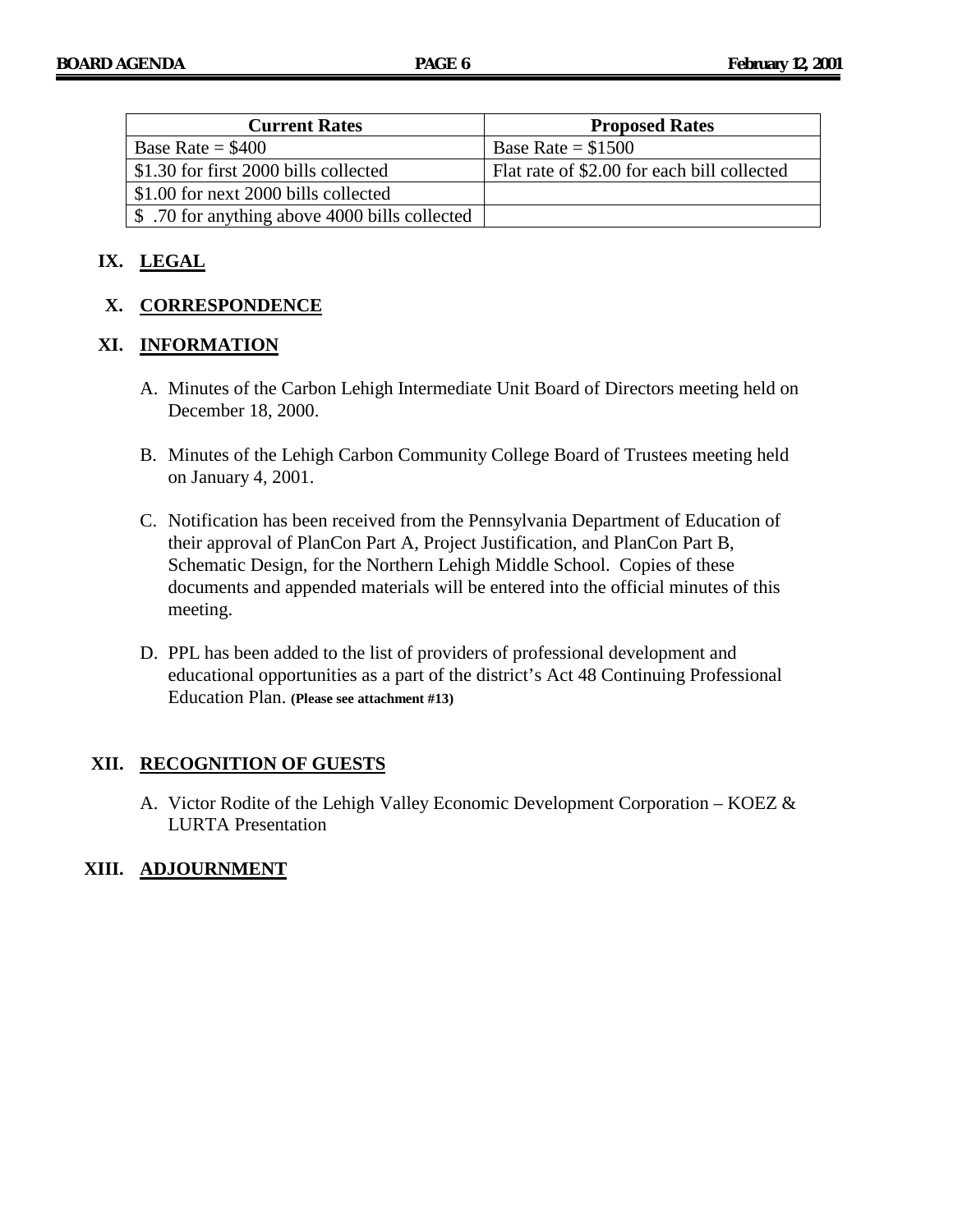| Current Rates | Proposed Rates |
|---|---|
| Base Rate = $400 | Base Rate = $1500 |
| $1.30 for first 2000 bills collected | Flat rate of $2.00 for each bill collected |
| $1.00 for next 2000 bills collected | |
| $ .70 for anything above 4000 bills collected | |

## IX. LEGAL

## X. CORRESPONDENCE

## XI. INFORMATION

A. Minutes of the Carbon Lehigh Intermediate Unit Board of Directors meeting held on December 18, 2000.

B. Minutes of the Lehigh Carbon Community College Board of Trustees meeting held on January 4, 2001.

C. Notification has been received from the Pennsylvania Department of Education of their approval of PlanCon Part A, Project Justification, and PlanCon Part B, Schematic Design, for the Northern Lehigh Middle School. Copies of these documents and appended materials will be entered into the official minutes of this meeting.

D. PPL has been added to the list of providers of professional development and educational opportunities as a part of the district's Act 48 Continuing Professional Education Plan. **(Please see attachment #13)**

## XII. RECOGNITION OF GUESTS

A. Victor Rodite of the Lehigh Valley Economic Development Corporation – KOEZ & LURTA Presentation

## XIII. ADJOURNMENT